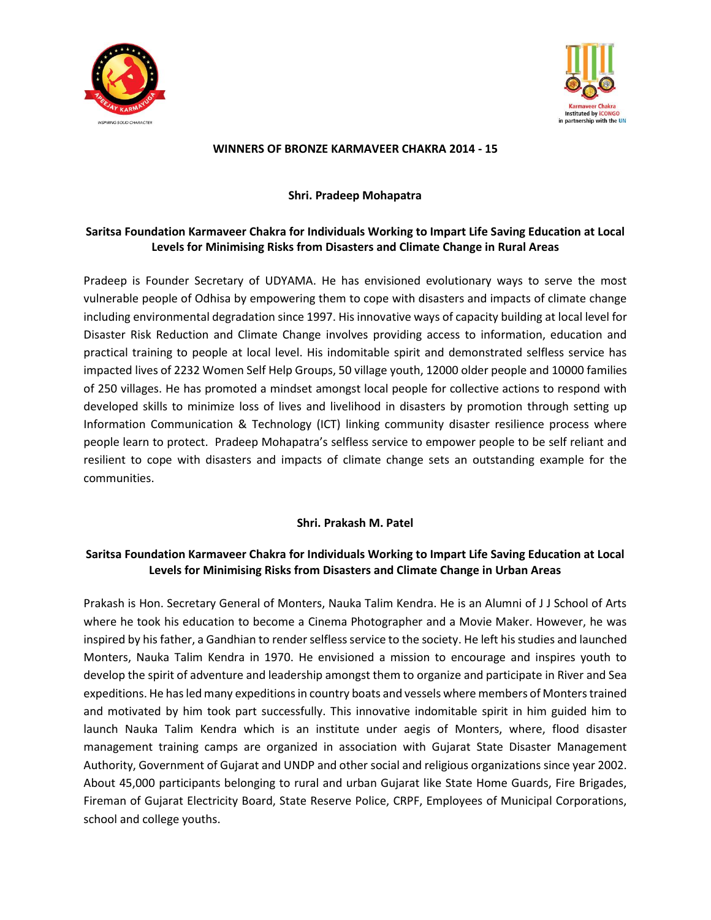# WINNERS OF BRONZE KARMAVEER CHAKRA 2014 - 15

## Shri. Pradeep Mohapatra

### Saritsa Foundation Karmaveer Chakra for Individuals Working to Impart Life Saving Education at Local Levels for Minimising Risks from Disasters and Climate Change in Rural Areas

Pradeep is Founder Secretary of UDYAMA. He has envisioned evolutionary ways to serve the most vulnerable people of Odhisa by empowering them to cope with disasters and impacts of climate change including environmental degradation since 1997. His innovative ways of capacity building at local level for Disaster Risk Reduction and Climate Change involves providing access to information, education and practical training to people at local level. His indomitable spirit and demonstrated selfless service has impacted lives of 2232 Women Self Help Groups, 50 village youth, 12000 older people and 10000 families of 250 villages. He has promoted a mindset amongst local people for collective actions to respond with developed skills to minimize loss of lives and livelihood in disasters by promotion through setting up Information Communication & Technology (ICT) linking community disaster resilience process where people learn to protect. Pradeep Mohapatra's selfless service to empower people to be self reliant and resilient to cope with disasters and impacts of climate change sets an outstanding example for the communities.

## Shri. Prakash M. Patel

### Saritsa Foundation Karmaveer Chakra for Individuals Working to Impart Life Saving Education at Local Levels for Minimising Risks from Disasters and Climate Change in Urban Areas

Prakash is Hon. Secretary General of Monters, Nauka Talim Kendra. He is an Alumni of J J School of Arts where he took his education to become a Cinema Photographer and a Movie Maker. However, he was inspired by his father, a Gandhian to render selfless service to the society. He left his studies and launched Monters, Nauka Talim Kendra in 1970. He envisioned a mission to encourage and inspires youth to develop the spirit of adventure and leadership amongst them to organize and participate in River and Sea expeditions. He has led many expeditions in country boats and vessels where members of Monters trained and motivated by him took part successfully. This innovative indomitable spirit in him guided him to launch Nauka Talim Kendra which is an institute under aegis of Monters, where, flood disaster management training camps are organized in association with Gujarat State Disaster Management Authority, Government of Gujarat and UNDP and other social and religious organizations since year 2002. About 45,000 participants belonging to rural and urban Gujarat like State Home Guards, Fire Brigades, Fireman of Gujarat Electricity Board, State Reserve Police, CRPF, Employees of Municipal Corporations, school and college youths.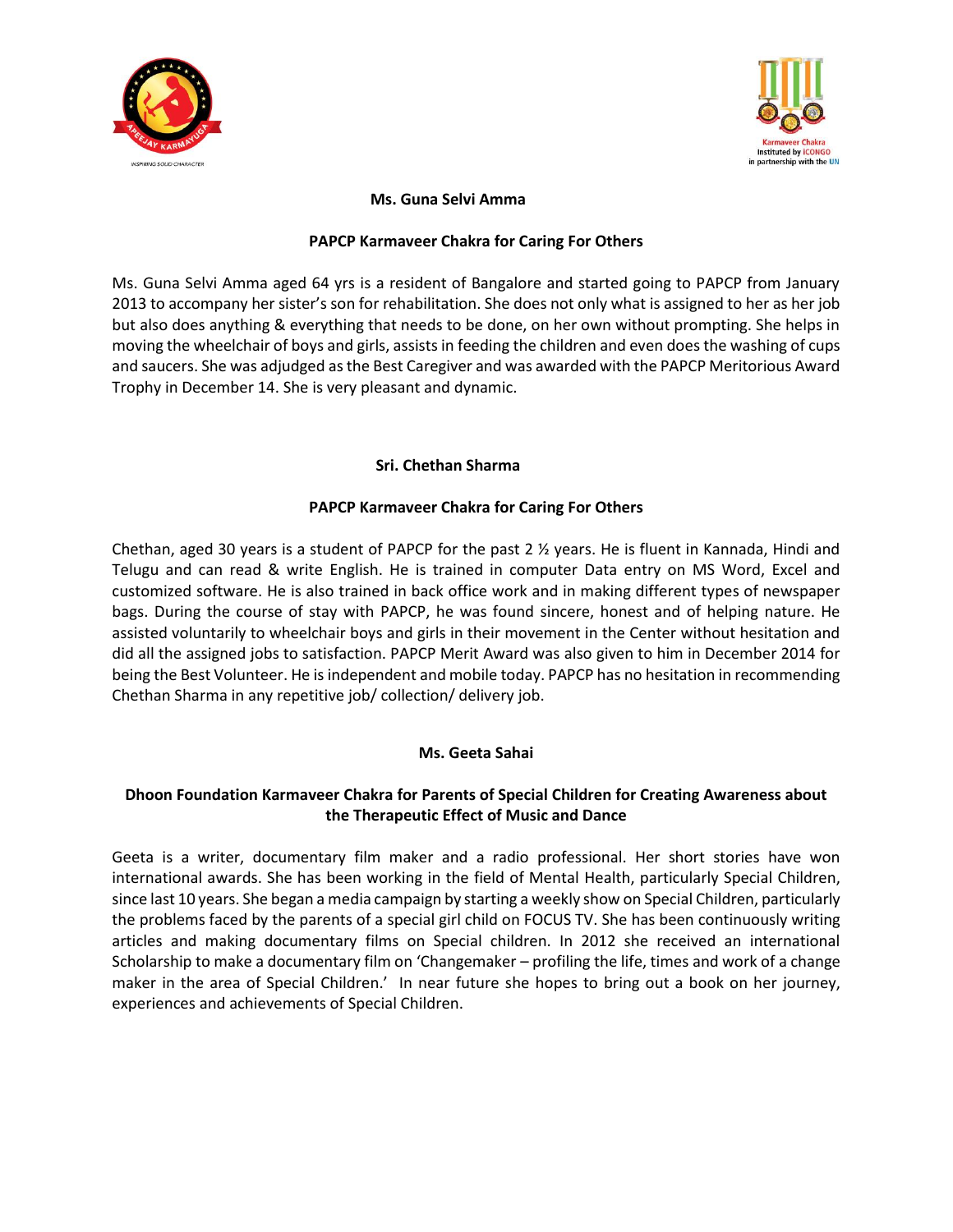**Ms. Guna Selvi Amma**

**PAPCP Karmaveer Chakra for Caring For Others**

Ms. Guna Selvi Amma aged 64 yrs is a resident of Bangalore and started going to PAPCP from January 2013 to accompany her sister's son for rehabilitation. She does not only what is assigned to her as her job but also does anything & everything that needs to be done, on her own without prompting. She helps in moving the wheelchair of boys and girls, assists in feeding the children and even does the washing of cups and saucers. She was adjudged as the Best Caregiver and was awarded with the PAPCP Meritorious Award Trophy in December 14. She is very pleasant and dynamic.

**Sri. Chethan Sharma**

**PAPCP Karmaveer Chakra for Caring For Others**

Chethan, aged 30 years is a student of PAPCP for the past 2 ½ years. He is fluent in Kannada, Hindi and Telugu and can read & write English. He is trained in computer Data entry on MS Word, Excel and customized software. He is also trained in back office work and in making different types of newspaper bags. During the course of stay with PAPCP, he was found sincere, honest and of helping nature. He assisted voluntarily to wheelchair boys and girls in their movement in the Center without hesitation and did all the assigned jobs to satisfaction. PAPCP Merit Award was also given to him in December 2014 for being the Best Volunteer. He is independent and mobile today. PAPCP has no hesitation in recommending Chethan Sharma in any repetitive job/ collection/ delivery job.

**Ms. Geeta Sahai**

**Dhoon Foundation Karmaveer Chakra for Parents of Special Children for Creating Awareness about the Therapeutic Effect of Music and Dance**

Geeta is a writer, documentary film maker and a radio professional. Her short stories have won international awards. She has been working in the field of Mental Health, particularly Special Children, since last 10 years. She began a media campaign by starting a weekly show on Special Children, particularly the problems faced by the parents of a special girl child on FOCUS TV. She has been continuously writing articles and making documentary films on Special children. In 2012 she received an international Scholarship to make a documentary film on 'Changemaker – profiling the life, times and work of a change maker in the area of Special Children.' In near future she hopes to bring out a book on her journey, experiences and achievements of Special Children.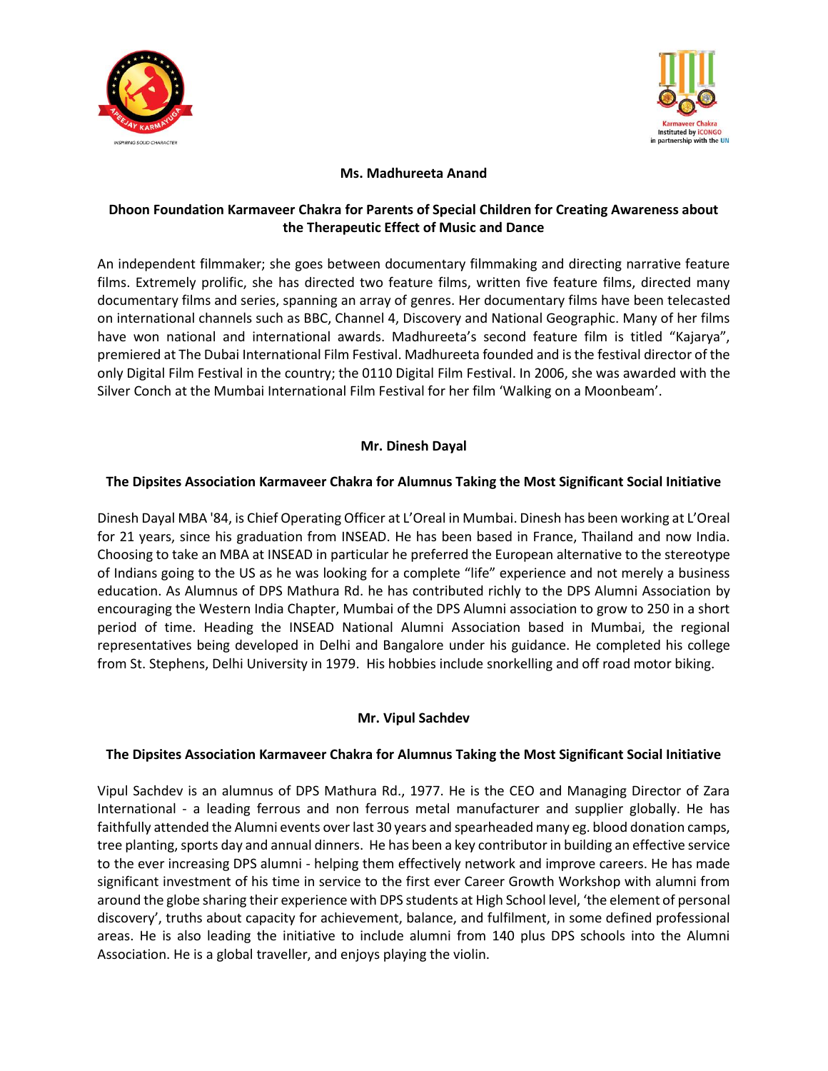**Ms. Madhureeta Anand**

**Dhoon Foundation Karmaveer Chakra for Parents of Special Children for Creating Awareness about the Therapeutic Effect of Music and Dance**

An independent filmmaker; she goes between documentary filmmaking and directing narrative feature films. Extremely prolific, she has directed two feature films, written five feature films, directed many documentary films and series, spanning an array of genres. Her documentary films have been telecasted on international channels such as BBC, Channel 4, Discovery and National Geographic. Many of her films have won national and international awards. Madhureeta's second feature film is titled "Kajarya", premiered at The Dubai International Film Festival. Madhureeta founded and is the festival director of the only Digital Film Festival in the country; the 0110 Digital Film Festival. In 2006, she was awarded with the Silver Conch at the Mumbai International Film Festival for her film 'Walking on a Moonbeam'.

**Mr. Dinesh Dayal**

**The Dipsites Association Karmaveer Chakra for Alumnus Taking the Most Significant Social Initiative**

Dinesh Dayal MBA '84, is Chief Operating Officer at L'Oreal in Mumbai. Dinesh has been working at L'Oreal for 21 years, since his graduation from INSEAD. He has been based in France, Thailand and now India. Choosing to take an MBA at INSEAD in particular he preferred the European alternative to the stereotype of Indians going to the US as he was looking for a complete "life" experience and not merely a business education. As Alumnus of DPS Mathura Rd. he has contributed richly to the DPS Alumni Association by encouraging the Western India Chapter, Mumbai of the DPS Alumni association to grow to 250 in a short period of time. Heading the INSEAD National Alumni Association based in Mumbai, the regional representatives being developed in Delhi and Bangalore under his guidance. He completed his college from St. Stephens, Delhi University in 1979. His hobbies include snorkelling and off road motor biking.

**Mr. Vipul Sachdev**

**The Dipsites Association Karmaveer Chakra for Alumnus Taking the Most Significant Social Initiative**

Vipul Sachdev is an alumnus of DPS Mathura Rd., 1977. He is the CEO and Managing Director of Zara International - a leading ferrous and non ferrous metal manufacturer and supplier globally. He has faithfully attended the Alumni events over last 30 years and spearheaded many eg. blood donation camps, tree planting, sports day and annual dinners. He has been a key contributor in building an effective service to the ever increasing DPS alumni - helping them effectively network and improve careers. He has made significant investment of his time in service to the first ever Career Growth Workshop with alumni from around the globe sharing their experience with DPS students at High School level, 'the element of personal discovery', truths about capacity for achievement, balance, and fulfilment, in some defined professional areas. He is also leading the initiative to include alumni from 140 plus DPS schools into the Alumni Association. He is a global traveller, and enjoys playing the violin.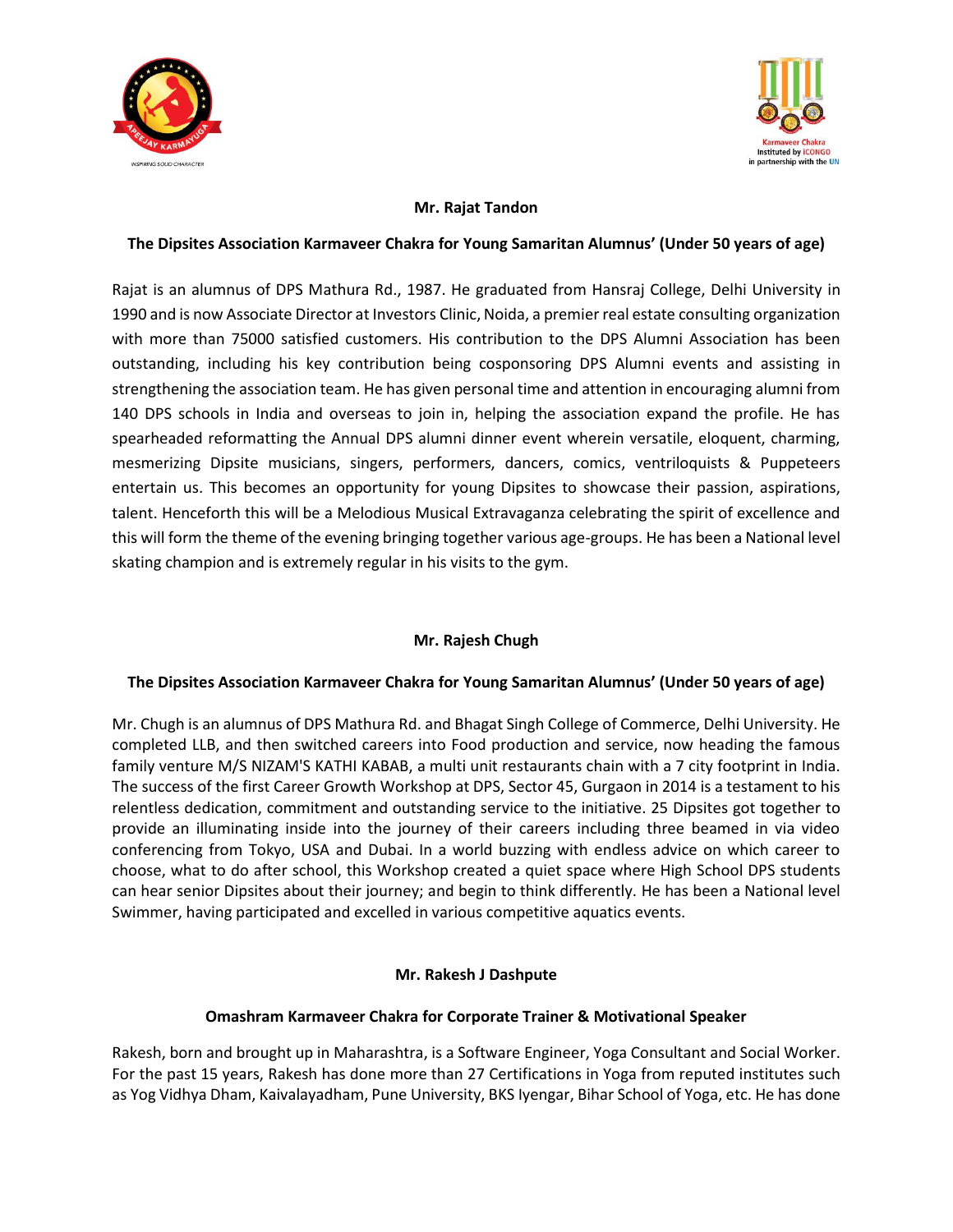**Mr. Rajat Tandon**

**The Dipsites Association Karmaveer Chakra for Young Samaritan Alumnus' (Under 50 years of age)**

Rajat is an alumnus of DPS Mathura Rd., 1987. He graduated from Hansraj College, Delhi University in 1990 and is now Associate Director at Investors Clinic, Noida, a premier real estate consulting organization with more than 75000 satisfied customers. His contribution to the DPS Alumni Association has been outstanding, including his key contribution being cosponsoring DPS Alumni events and assisting in strengthening the association team. He has given personal time and attention in encouraging alumni from 140 DPS schools in India and overseas to join in, helping the association expand the profile. He has spearheaded reformatting the Annual DPS alumni dinner event wherein versatile, eloquent, charming, mesmerizing Dipsite musicians, singers, performers, dancers, comics, ventriloquists & Puppeteers entertain us. This becomes an opportunity for young Dipsites to showcase their passion, aspirations, talent. Henceforth this will be a Melodious Musical Extravaganza celebrating the spirit of excellence and this will form the theme of the evening bringing together various age-groups. He has been a National level skating champion and is extremely regular in his visits to the gym.

**Mr. Rajesh Chugh**

**The Dipsites Association Karmaveer Chakra for Young Samaritan Alumnus' (Under 50 years of age)**

Mr. Chugh is an alumnus of DPS Mathura Rd. and Bhagat Singh College of Commerce, Delhi University. He completed LLB, and then switched careers into Food production and service, now heading the famous family venture M/S NIZAM'S KATHI KABAB, a multi unit restaurants chain with a 7 city footprint in India. The success of the first Career Growth Workshop at DPS, Sector 45, Gurgaon in 2014 is a testament to his relentless dedication, commitment and outstanding service to the initiative. 25 Dipsites got together to provide an illuminating inside into the journey of their careers including three beamed in via video conferencing from Tokyo, USA and Dubai. In a world buzzing with endless advice on which career to choose, what to do after school, this Workshop created a quiet space where High School DPS students can hear senior Dipsites about their journey; and begin to think differently. He has been a National level Swimmer, having participated and excelled in various competitive aquatics events.

**Mr. Rakesh J Dashpute**

**Omashram Karmaveer Chakra for Corporate Trainer & Motivational Speaker**

Rakesh, born and brought up in Maharashtra, is a Software Engineer, Yoga Consultant and Social Worker. For the past 15 years, Rakesh has done more than 27 Certifications in Yoga from reputed institutes such as Yog Vidhya Dham, Kaivalayadham, Pune University, BKS Iyengar, Bihar School of Yoga, etc. He has done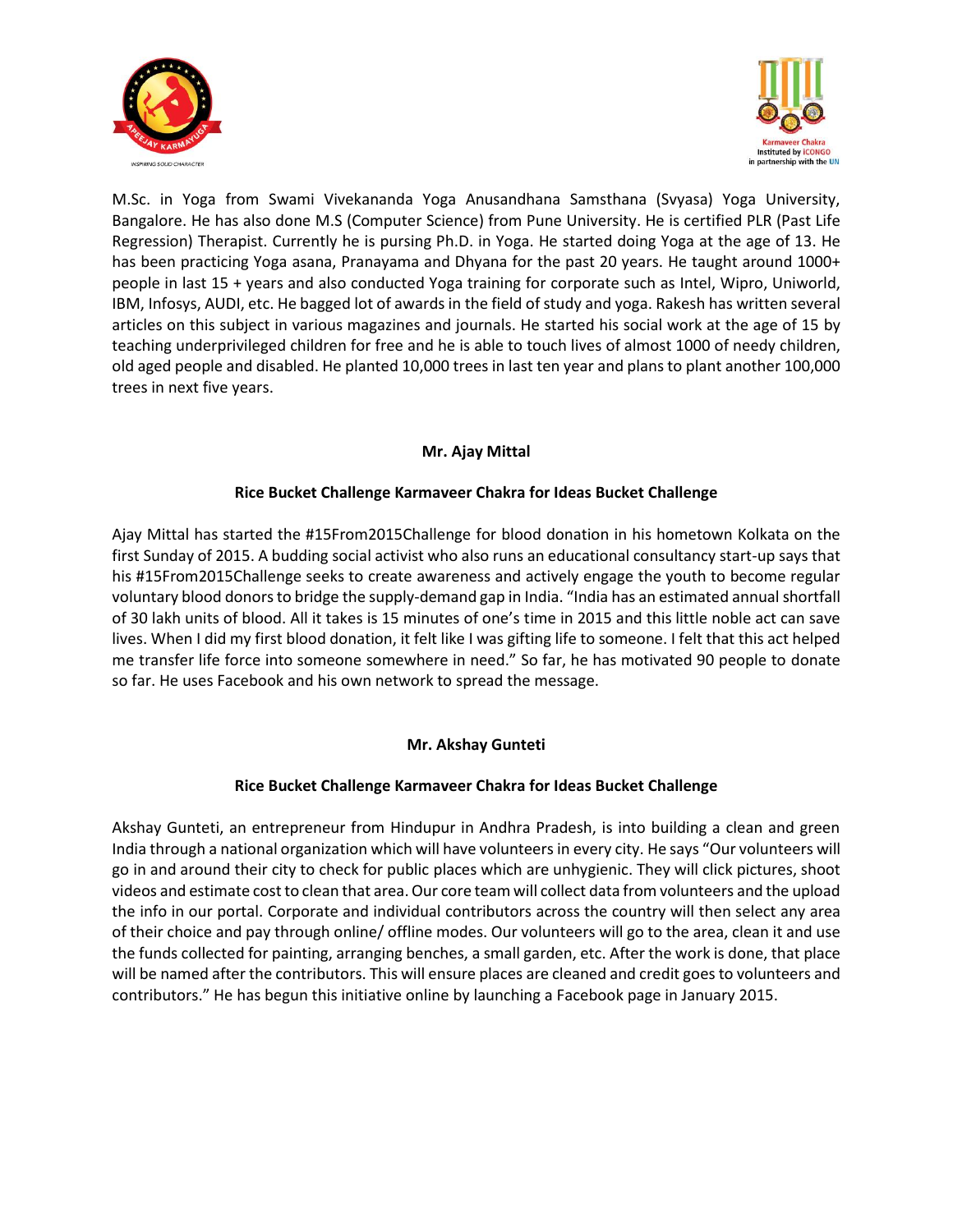M.Sc. in Yoga from Swami Vivekananda Yoga Anusandhana Samsthana (Svyasa) Yoga University, Bangalore. He has also done M.S (Computer Science) from Pune University. He is certified PLR (Past Life Regression) Therapist. Currently he is pursing Ph.D. in Yoga. He started doing Yoga at the age of 13. He has been practicing Yoga asana, Pranayama and Dhyana for the past 20 years. He taught around 1000+ people in last 15 + years and also conducted Yoga training for corporate such as Intel, Wipro, Uniworld, IBM, Infosys, AUDI, etc. He bagged lot of awards in the field of study and yoga. Rakesh has written several articles on this subject in various magazines and journals. He started his social work at the age of 15 by teaching underprivileged children for free and he is able to touch lives of almost 1000 of needy children, old aged people and disabled. He planted 10,000 trees in last ten year and plans to plant another 100,000 trees in next five years.

**Mr. Ajay Mittal**

**Rice Bucket Challenge Karmaveer Chakra for Ideas Bucket Challenge**

Ajay Mittal has started the #15From2015Challenge for blood donation in his hometown Kolkata on the first Sunday of 2015. A budding social activist who also runs an educational consultancy start-up says that his #15From2015Challenge seeks to create awareness and actively engage the youth to become regular voluntary blood donors to bridge the supply-demand gap in India. "India has an estimated annual shortfall of 30 lakh units of blood. All it takes is 15 minutes of one's time in 2015 and this little noble act can save lives. When I did my first blood donation, it felt like I was gifting life to someone. I felt that this act helped me transfer life force into someone somewhere in need." So far, he has motivated 90 people to donate so far. He uses Facebook and his own network to spread the message.

**Mr. Akshay Gunteti**

**Rice Bucket Challenge Karmaveer Chakra for Ideas Bucket Challenge**

Akshay Gunteti, an entrepreneur from Hindupur in Andhra Pradesh, is into building a clean and green India through a national organization which will have volunteers in every city. He says "Our volunteers will go in and around their city to check for public places which are unhygienic. They will click pictures, shoot videos and estimate cost to clean that area. Our core team will collect data from volunteers and the upload the info in our portal. Corporate and individual contributors across the country will then select any area of their choice and pay through online/ offline modes. Our volunteers will go to the area, clean it and use the funds collected for painting, arranging benches, a small garden, etc. After the work is done, that place will be named after the contributors. This will ensure places are cleaned and credit goes to volunteers and contributors." He has begun this initiative online by launching a Facebook page in January 2015.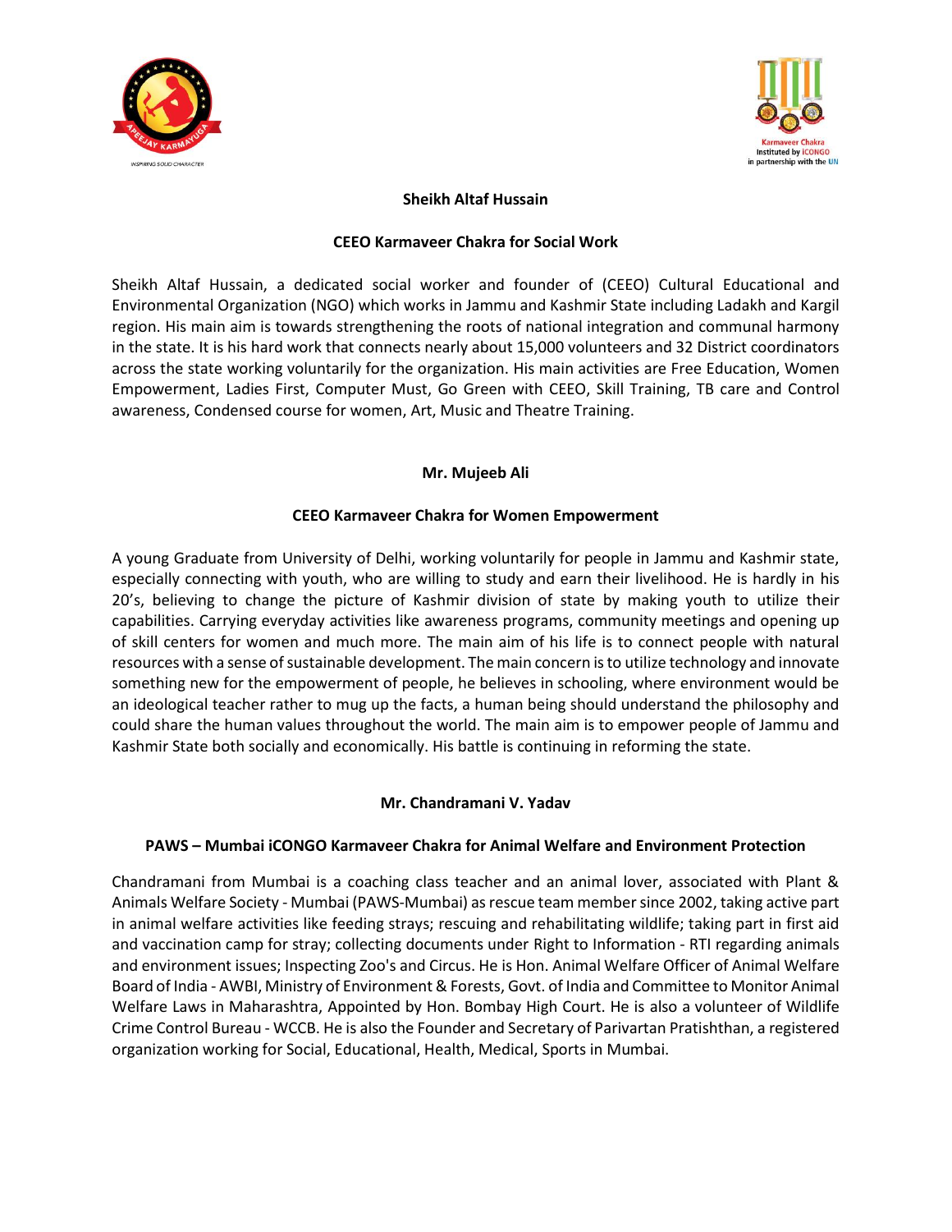**Sheikh Altaf Hussain**

**CEEO Karmaveer Chakra for Social Work**

Sheikh Altaf Hussain, a dedicated social worker and founder of (CEEO) Cultural Educational and Environmental Organization (NGO) which works in Jammu and Kashmir State including Ladakh and Kargil region. His main aim is towards strengthening the roots of national integration and communal harmony in the state. It is his hard work that connects nearly about 15,000 volunteers and 32 District coordinators across the state working voluntarily for the organization. His main activities are Free Education, Women Empowerment, Ladies First, Computer Must, Go Green with CEEO, Skill Training, TB care and Control awareness, Condensed course for women, Art, Music and Theatre Training.

**Mr. Mujeeb Ali**

**CEEO Karmaveer Chakra for Women Empowerment**

A young Graduate from University of Delhi, working voluntarily for people in Jammu and Kashmir state, especially connecting with youth, who are willing to study and earn their livelihood. He is hardly in his 20's, believing to change the picture of Kashmir division of state by making youth to utilize their capabilities. Carrying everyday activities like awareness programs, community meetings and opening up of skill centers for women and much more. The main aim of his life is to connect people with natural resources with a sense of sustainable development. The main concern is to utilize technology and innovate something new for the empowerment of people, he believes in schooling, where environment would be an ideological teacher rather to mug up the facts, a human being should understand the philosophy and could share the human values throughout the world. The main aim is to empower people of Jammu and Kashmir State both socially and economically. His battle is continuing in reforming the state.

**Mr. Chandramani V. Yadav**

**PAWS – Mumbai iCONGO Karmaveer Chakra for Animal Welfare and Environment Protection**

Chandramani from Mumbai is a coaching class teacher and an animal lover, associated with Plant & Animals Welfare Society - Mumbai (PAWS-Mumbai) as rescue team member since 2002, taking active part in animal welfare activities like feeding strays; rescuing and rehabilitating wildlife; taking part in first aid and vaccination camp for stray; collecting documents under Right to Information - RTI regarding animals and environment issues; Inspecting Zoo's and Circus. He is Hon. Animal Welfare Officer of Animal Welfare Board of India - AWBI, Ministry of Environment & Forests, Govt. of India and Committee to Monitor Animal Welfare Laws in Maharashtra, Appointed by Hon. Bombay High Court. He is also a volunteer of Wildlife Crime Control Bureau - WCCB. He is also the Founder and Secretary of Parivartan Pratishthan, a registered organization working for Social, Educational, Health, Medical, Sports in Mumbai.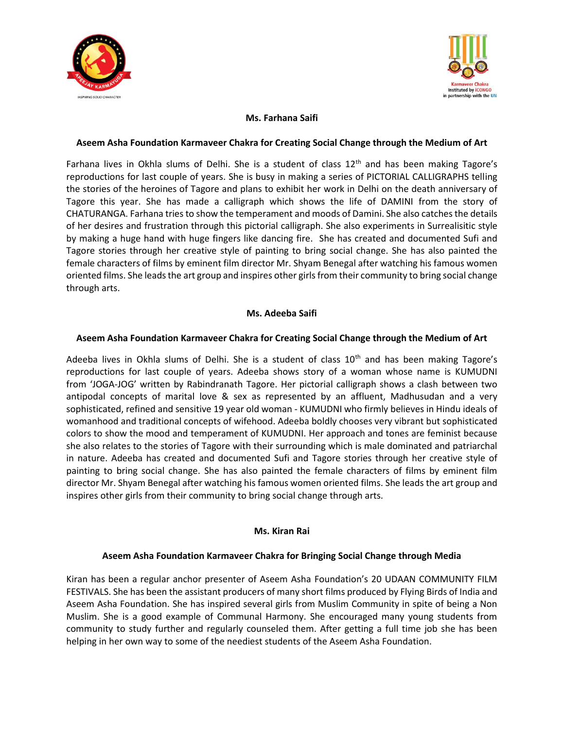### Ms. Farhana Saifi

**Aseem Asha Foundation Karmaveer Chakra for Creating Social Change through the Medium of Art**

Farhana lives in Okhla slums of Delhi. She is a student of class 12th and has been making Tagore's reproductions for last couple of years. She is busy in making a series of PICTORIAL CALLIGRAPHS telling the stories of the heroines of Tagore and plans to exhibit her work in Delhi on the death anniversary of Tagore this year. She has made a calligraph which shows the life of DAMINI from the story of CHATURANGA. Farhana tries to show the temperament and moods of Damini. She also catches the details of her desires and frustration through this pictorial calligraph. She also experiments in Surrealisitic style by making a huge hand with huge fingers like dancing fire. She has created and documented Sufi and Tagore stories through her creative style of painting to bring social change. She has also painted the female characters of films by eminent film director Mr. Shyam Benegal after watching his famous women oriented films. She leads the art group and inspires other girls from their community to bring social change through arts.

### Ms. Adeeba Saifi

**Aseem Asha Foundation Karmaveer Chakra for Creating Social Change through the Medium of Art**

Adeeba lives in Okhla slums of Delhi. She is a student of class 10th and has been making Tagore's reproductions for last couple of years. Adeeba shows story of a woman whose name is KUMUDNI from 'JOGA-JOG' written by Rabindranath Tagore. Her pictorial calligraph shows a clash between two antipodal concepts of marital love & sex as represented by an affluent, Madhusudan and a very sophisticated, refined and sensitive 19 year old woman - KUMUDNI who firmly believes in Hindu ideals of womanhood and traditional concepts of wifehood. Adeeba boldly chooses very vibrant but sophisticated colors to show the mood and temperament of KUMUDNI. Her approach and tones are feminist because she also relates to the stories of Tagore with their surrounding which is male dominated and patriarchal in nature. Adeeba has created and documented Sufi and Tagore stories through her creative style of painting to bring social change. She has also painted the female characters of films by eminent film director Mr. Shyam Benegal after watching his famous women oriented films. She leads the art group and inspires other girls from their community to bring social change through arts.

### Ms. Kiran Rai

**Aseem Asha Foundation Karmaveer Chakra for Bringing Social Change through Media**

Kiran has been a regular anchor presenter of Aseem Asha Foundation's 20 UDAAN COMMUNITY FILM FESTIVALS. She has been the assistant producers of many short films produced by Flying Birds of India and Aseem Asha Foundation. She has inspired several girls from Muslim Community in spite of being a Non Muslim. She is a good example of Communal Harmony. She encouraged many young students from community to study further and regularly counseled them. After getting a full time job she has been helping in her own way to some of the neediest students of the Aseem Asha Foundation.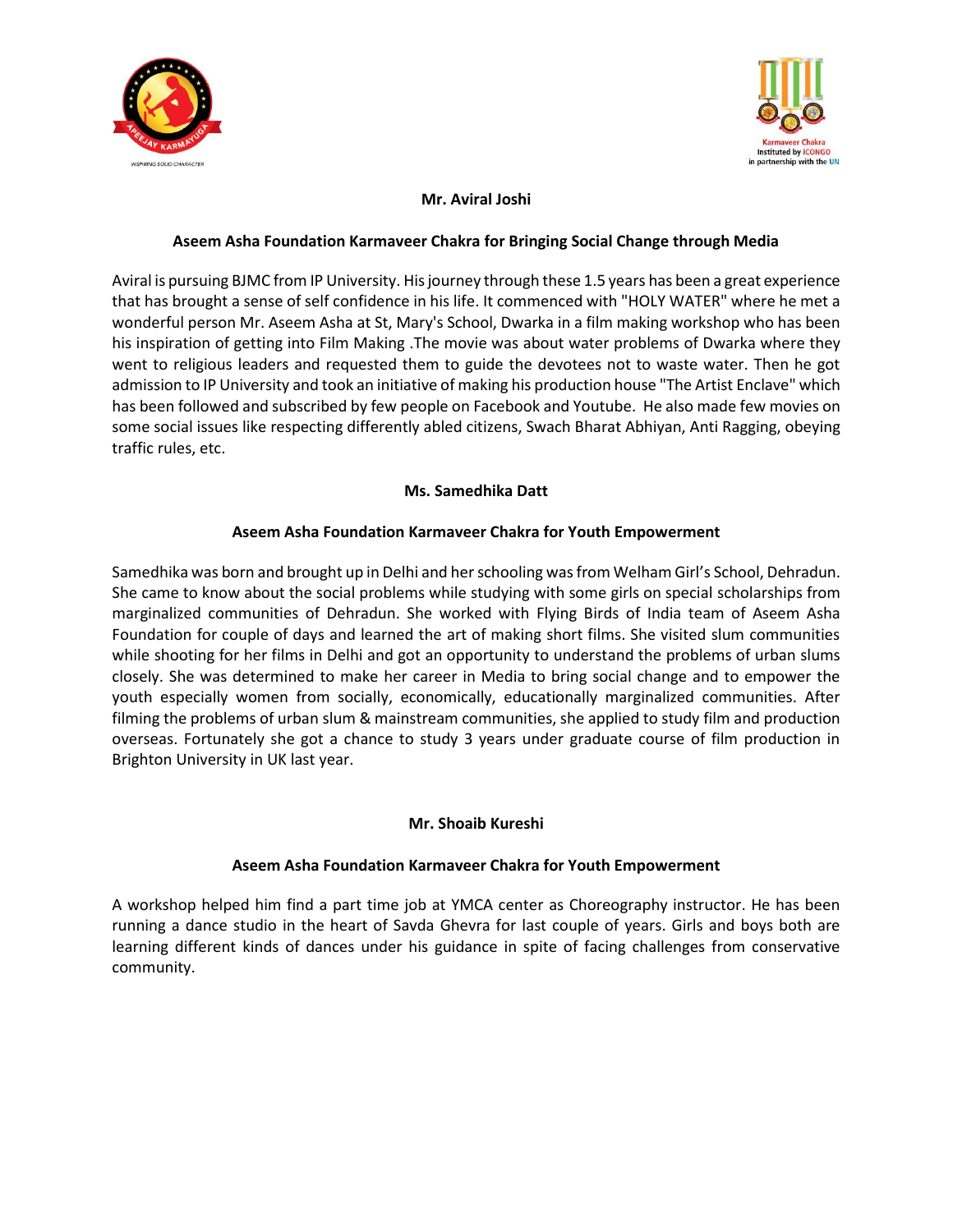**Mr. Aviral Joshi**

**Aseem Asha Foundation Karmaveer Chakra for Bringing Social Change through Media**

Aviral is pursuing BJMC from IP University. His journey through these 1.5 years has been a great experience that has brought a sense of self confidence in his life. It commenced with "HOLY WATER" where he met a wonderful person Mr. Aseem Asha at St, Mary's School, Dwarka in a film making workshop who has been his inspiration of getting into Film Making .The movie was about water problems of Dwarka where they went to religious leaders and requested them to guide the devotees not to waste water. Then he got admission to IP University and took an initiative of making his production house "The Artist Enclave" which has been followed and subscribed by few people on Facebook and Youtube. He also made few movies on some social issues like respecting differently abled citizens, Swach Bharat Abhiyan, Anti Ragging, obeying traffic rules, etc.

**Ms. Samedhika Datt**

**Aseem Asha Foundation Karmaveer Chakra for Youth Empowerment**

Samedhika was born and brought up in Delhi and her schooling was from Welham Girl's School, Dehradun. She came to know about the social problems while studying with some girls on special scholarships from marginalized communities of Dehradun. She worked with Flying Birds of India team of Aseem Asha Foundation for couple of days and learned the art of making short films. She visited slum communities while shooting for her films in Delhi and got an opportunity to understand the problems of urban slums closely. She was determined to make her career in Media to bring social change and to empower the youth especially women from socially, economically, educationally marginalized communities. After filming the problems of urban slum & mainstream communities, she applied to study film and production overseas. Fortunately she got a chance to study 3 years under graduate course of film production in Brighton University in UK last year.

**Mr. Shoaib Kureshi**

**Aseem Asha Foundation Karmaveer Chakra for Youth Empowerment**

A workshop helped him find a part time job at YMCA center as Choreography instructor. He has been running a dance studio in the heart of Savda Ghevra for last couple of years. Girls and boys both are learning different kinds of dances under his guidance in spite of facing challenges from conservative community.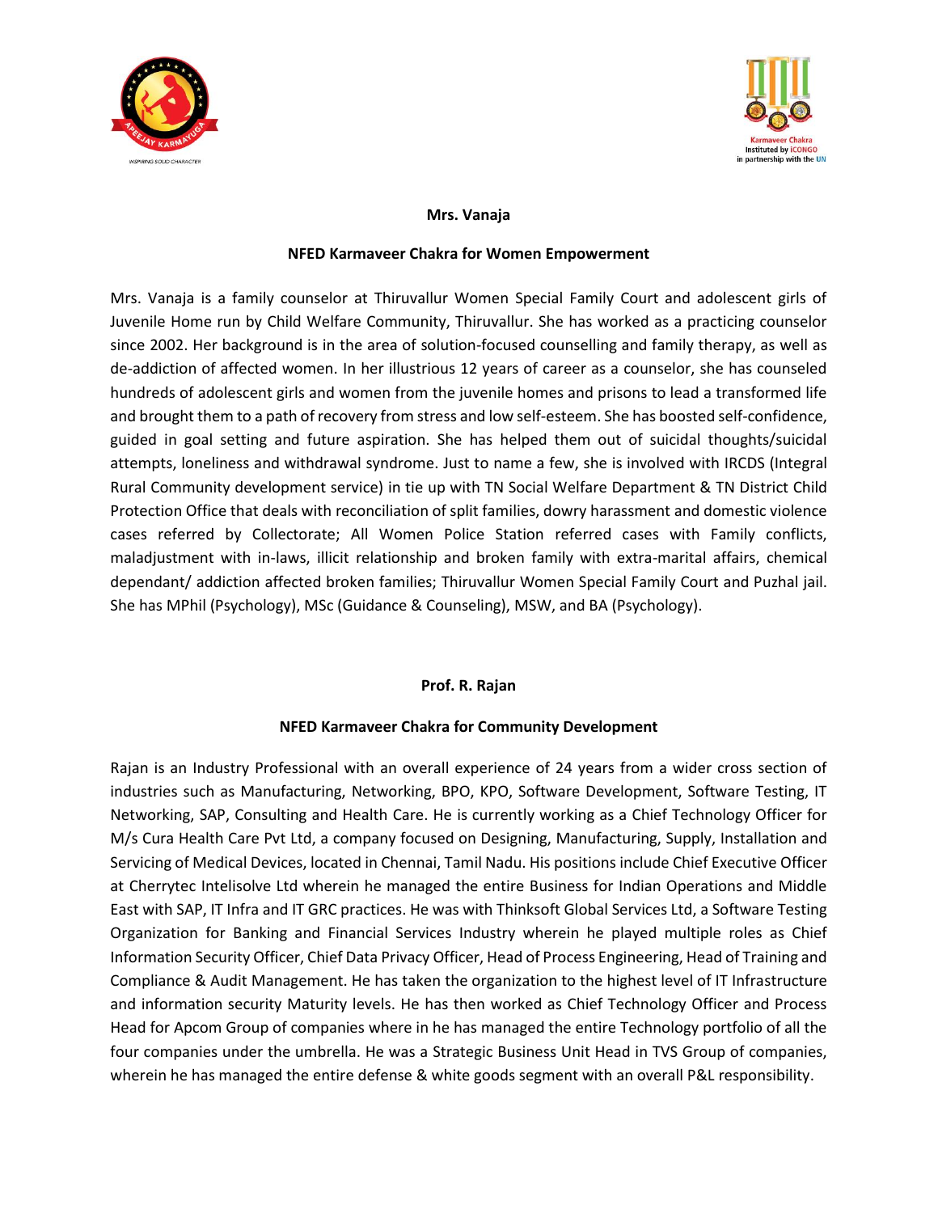**Mrs. Vanaja**

**NFED Karmaveer Chakra for Women Empowerment**

Mrs. Vanaja is a family counselor at Thiruvallur Women Special Family Court and adolescent girls of Juvenile Home run by Child Welfare Community, Thiruvallur. She has worked as a practicing counselor since 2002. Her background is in the area of solution-focused counselling and family therapy, as well as de-addiction of affected women. In her illustrious 12 years of career as a counselor, she has counseled hundreds of adolescent girls and women from the juvenile homes and prisons to lead a transformed life and brought them to a path of recovery from stress and low self-esteem. She has boosted self-confidence, guided in goal setting and future aspiration. She has helped them out of suicidal thoughts/suicidal attempts, loneliness and withdrawal syndrome. Just to name a few, she is involved with IRCDS (Integral Rural Community development service) in tie up with TN Social Welfare Department & TN District Child Protection Office that deals with reconciliation of split families, dowry harassment and domestic violence cases referred by Collectorate; All Women Police Station referred cases with Family conflicts, maladjustment with in-laws, illicit relationship and broken family with extra-marital affairs, chemical dependant/ addiction affected broken families; Thiruvallur Women Special Family Court and Puzhal jail. She has MPhil (Psychology), MSc (Guidance & Counseling), MSW, and BA (Psychology).

**Prof. R. Rajan**

**NFED Karmaveer Chakra for Community Development**

Rajan is an Industry Professional with an overall experience of 24 years from a wider cross section of industries such as Manufacturing, Networking, BPO, KPO, Software Development, Software Testing, IT Networking, SAP, Consulting and Health Care. He is currently working as a Chief Technology Officer for M/s Cura Health Care Pvt Ltd, a company focused on Designing, Manufacturing, Supply, Installation and Servicing of Medical Devices, located in Chennai, Tamil Nadu. His positions include Chief Executive Officer at Cherrytec Intelisolve Ltd wherein he managed the entire Business for Indian Operations and Middle East with SAP, IT Infra and IT GRC practices. He was with Thinksoft Global Services Ltd, a Software Testing Organization for Banking and Financial Services Industry wherein he played multiple roles as Chief Information Security Officer, Chief Data Privacy Officer, Head of Process Engineering, Head of Training and Compliance & Audit Management. He has taken the organization to the highest level of IT Infrastructure and information security Maturity levels. He has then worked as Chief Technology Officer and Process Head for Apcom Group of companies where in he has managed the entire Technology portfolio of all the four companies under the umbrella. He was a Strategic Business Unit Head in TVS Group of companies, wherein he has managed the entire defense & white goods segment with an overall P&L responsibility.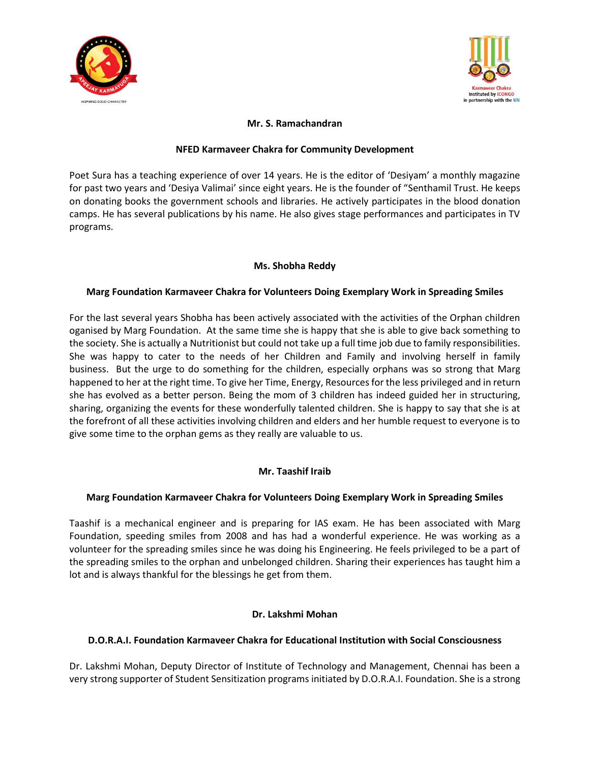**Mr. S. Ramachandran**

**NFED Karmaveer Chakra for Community Development**

Poet Sura has a teaching experience of over 14 years. He is the editor of 'Desiyam' a monthly magazine for past two years and 'Desiya Valimai' since eight years. He is the founder of "Senthamil Trust. He keeps on donating books the government schools and libraries. He actively participates in the blood donation camps. He has several publications by his name. He also gives stage performances and participates in TV programs.

**Ms. Shobha Reddy**

**Marg Foundation Karmaveer Chakra for Volunteers Doing Exemplary Work in Spreading Smiles**

For the last several years Shobha has been actively associated with the activities of the Orphan children oganised by Marg Foundation. At the same time she is happy that she is able to give back something to the society. She is actually a Nutritionist but could not take up a full time job due to family responsibilities. She was happy to cater to the needs of her Children and Family and involving herself in family business. But the urge to do something for the children, especially orphans was so strong that Marg happened to her at the right time. To give her Time, Energy, Resources for the less privileged and in return she has evolved as a better person. Being the mom of 3 children has indeed guided her in structuring, sharing, organizing the events for these wonderfully talented children. She is happy to say that she is at the forefront of all these activities involving children and elders and her humble request to everyone is to give some time to the orphan gems as they really are valuable to us.

**Mr. Taashif Iraib**

**Marg Foundation Karmaveer Chakra for Volunteers Doing Exemplary Work in Spreading Smiles**

Taashif is a mechanical engineer and is preparing for IAS exam. He has been associated with Marg Foundation, speeding smiles from 2008 and has had a wonderful experience. He was working as a volunteer for the spreading smiles since he was doing his Engineering. He feels privileged to be a part of the spreading smiles to the orphan and unbelonged children. Sharing their experiences has taught him a lot and is always thankful for the blessings he get from them.

**Dr. Lakshmi Mohan**

**D.O.R.A.I. Foundation Karmaveer Chakra for Educational Institution with Social Consciousness**

Dr. Lakshmi Mohan, Deputy Director of Institute of Technology and Management, Chennai has been a very strong supporter of Student Sensitization programs initiated by D.O.R.A.I. Foundation. She is a strong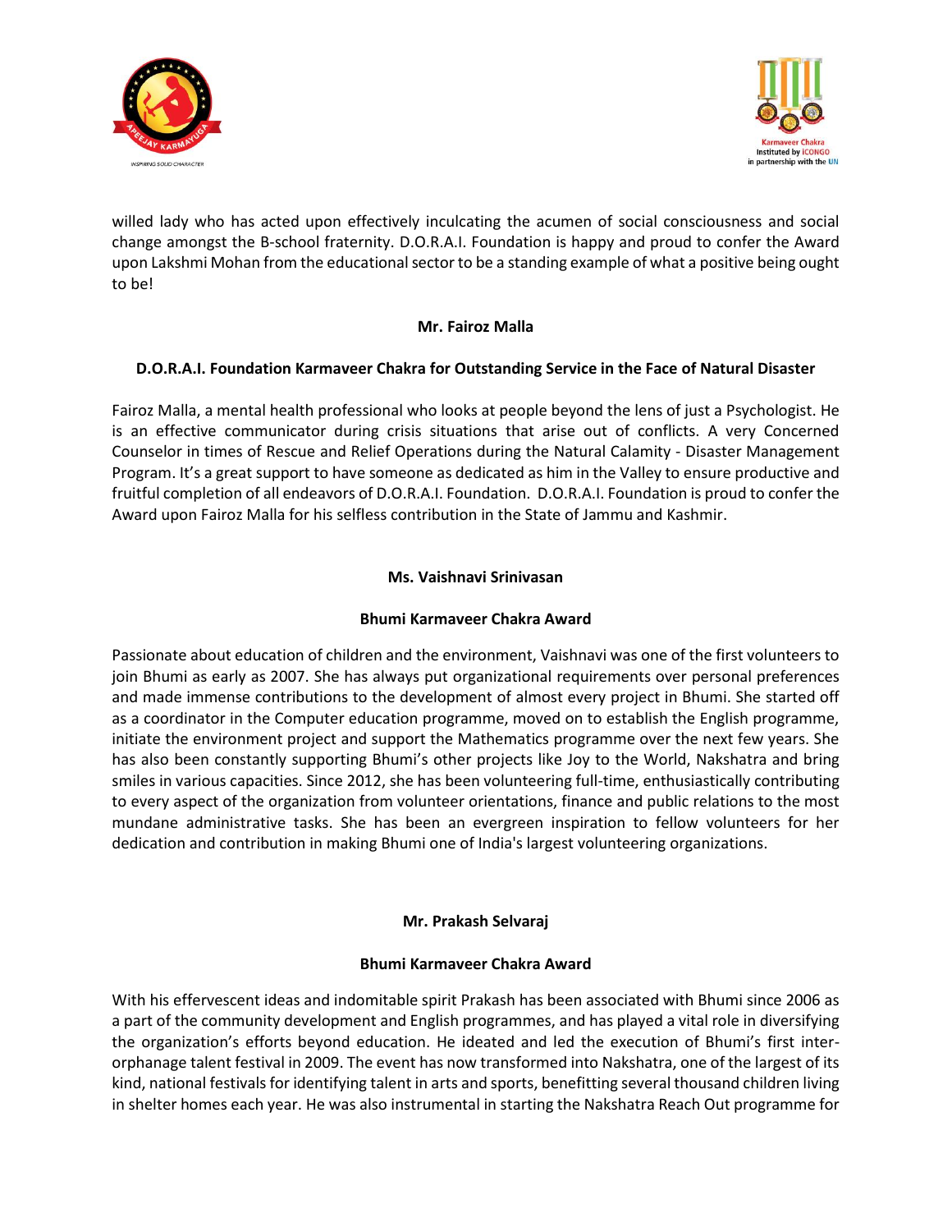willed lady who has acted upon effectively inculcating the acumen of social consciousness and social change amongst the B-school fraternity. D.O.R.A.I. Foundation is happy and proud to confer the Award upon Lakshmi Mohan from the educational sector to be a standing example of what a positive being ought to be!

**Mr. Fairoz Malla**

**D.O.R.A.I. Foundation Karmaveer Chakra for Outstanding Service in the Face of Natural Disaster**

Fairoz Malla, a mental health professional who looks at people beyond the lens of just a Psychologist. He is an effective communicator during crisis situations that arise out of conflicts. A very Concerned Counselor in times of Rescue and Relief Operations during the Natural Calamity - Disaster Management Program. It's a great support to have someone as dedicated as him in the Valley to ensure productive and fruitful completion of all endeavors of D.O.R.A.I. Foundation. D.O.R.A.I. Foundation is proud to confer the Award upon Fairoz Malla for his selfless contribution in the State of Jammu and Kashmir.

**Ms. Vaishnavi Srinivasan**

**Bhumi Karmaveer Chakra Award**

Passionate about education of children and the environment, Vaishnavi was one of the first volunteers to join Bhumi as early as 2007. She has always put organizational requirements over personal preferences and made immense contributions to the development of almost every project in Bhumi. She started off as a coordinator in the Computer education programme, moved on to establish the English programme, initiate the environment project and support the Mathematics programme over the next few years. She has also been constantly supporting Bhumi's other projects like Joy to the World, Nakshatra and bring smiles in various capacities. Since 2012, she has been volunteering full-time, enthusiastically contributing to every aspect of the organization from volunteer orientations, finance and public relations to the most mundane administrative tasks. She has been an evergreen inspiration to fellow volunteers for her dedication and contribution in making Bhumi one of India's largest volunteering organizations.

**Mr. Prakash Selvaraj**

**Bhumi Karmaveer Chakra Award**

With his effervescent ideas and indomitable spirit Prakash has been associated with Bhumi since 2006 as a part of the community development and English programmes, and has played a vital role in diversifying the organization's efforts beyond education. He ideated and led the execution of Bhumi's first inter-orphanage talent festival in 2009. The event has now transformed into Nakshatra, one of the largest of its kind, national festivals for identifying talent in arts and sports, benefitting several thousand children living in shelter homes each year. He was also instrumental in starting the Nakshatra Reach Out programme for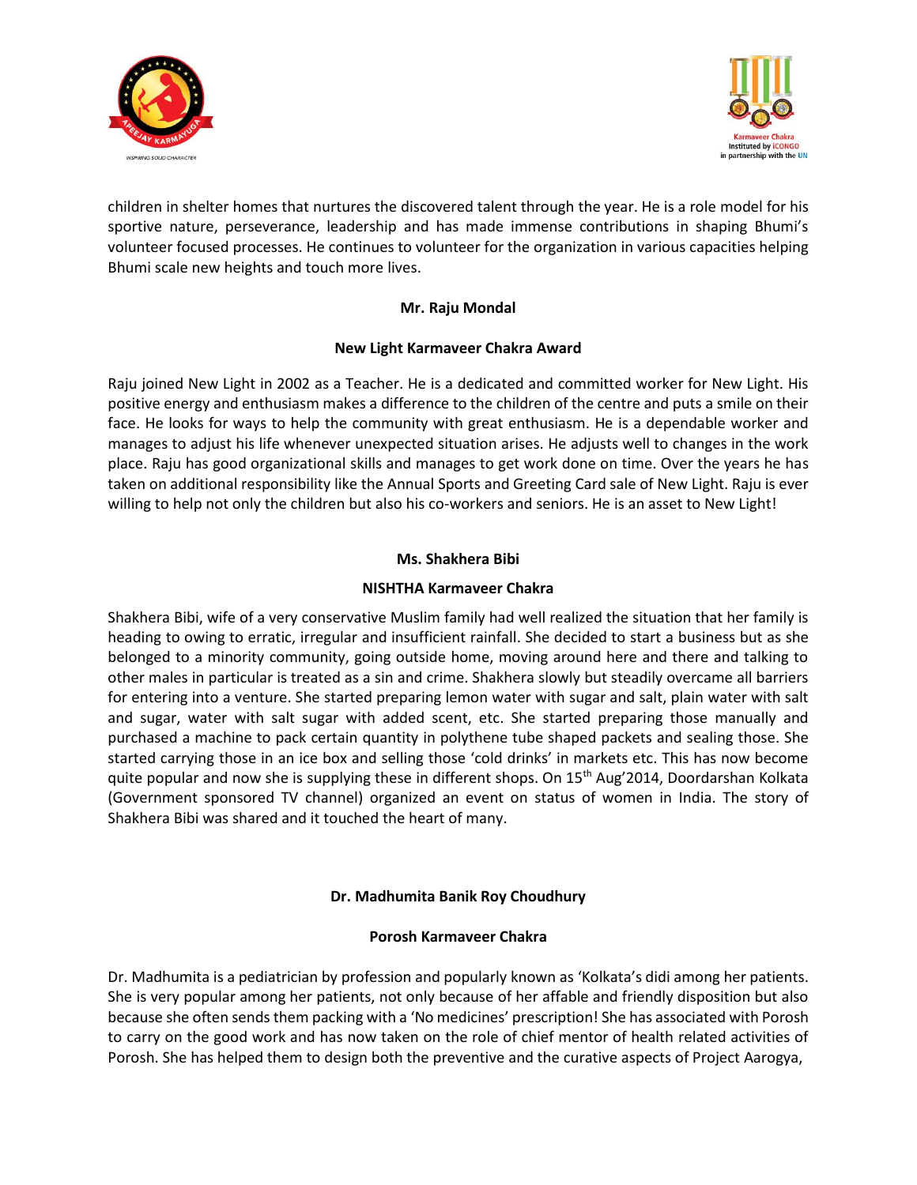children in shelter homes that nurtures the discovered talent through the year. He is a role model for his sportive nature, perseverance, leadership and has made immense contributions in shaping Bhumi's volunteer focused processes. He continues to volunteer for the organization in various capacities helping Bhumi scale new heights and touch more lives.

**Mr. Raju Mondal**

**New Light Karmaveer Chakra Award**

Raju joined New Light in 2002 as a Teacher. He is a dedicated and committed worker for New Light. His positive energy and enthusiasm makes a difference to the children of the centre and puts a smile on their face. He looks for ways to help the community with great enthusiasm. He is a dependable worker and manages to adjust his life whenever unexpected situation arises. He adjusts well to changes in the work place. Raju has good organizational skills and manages to get work done on time. Over the years he has taken on additional responsibility like the Annual Sports and Greeting Card sale of New Light. Raju is ever willing to help not only the children but also his co-workers and seniors. He is an asset to New Light!

**Ms. Shakhera Bibi**

**NISHTHA Karmaveer Chakra**

Shakhera Bibi, wife of a very conservative Muslim family had well realized the situation that her family is heading to owing to erratic, irregular and insufficient rainfall. She decided to start a business but as she belonged to a minority community, going outside home, moving around here and there and talking to other males in particular is treated as a sin and crime. Shakhera slowly but steadily overcame all barriers for entering into a venture. She started preparing lemon water with sugar and salt, plain water with salt and sugar, water with salt sugar with added scent, etc. She started preparing those manually and purchased a machine to pack certain quantity in polythene tube shaped packets and sealing those. She started carrying those in an ice box and selling those 'cold drinks' in markets etc. This has now become quite popular and now she is supplying these in different shops. On 15th Aug'2014, Doordarshan Kolkata (Government sponsored TV channel) organized an event on status of women in India. The story of Shakhera Bibi was shared and it touched the heart of many.

**Dr. Madhumita Banik Roy Choudhury**

**Porosh Karmaveer Chakra**

Dr. Madhumita is a pediatrician by profession and popularly known as 'Kolkata's didi among her patients. She is very popular among her patients, not only because of her affable and friendly disposition but also because she often sends them packing with a 'No medicines' prescription! She has associated with Porosh to carry on the good work and has now taken on the role of chief mentor of health related activities of Porosh. She has helped them to design both the preventive and the curative aspects of Project Aarogya,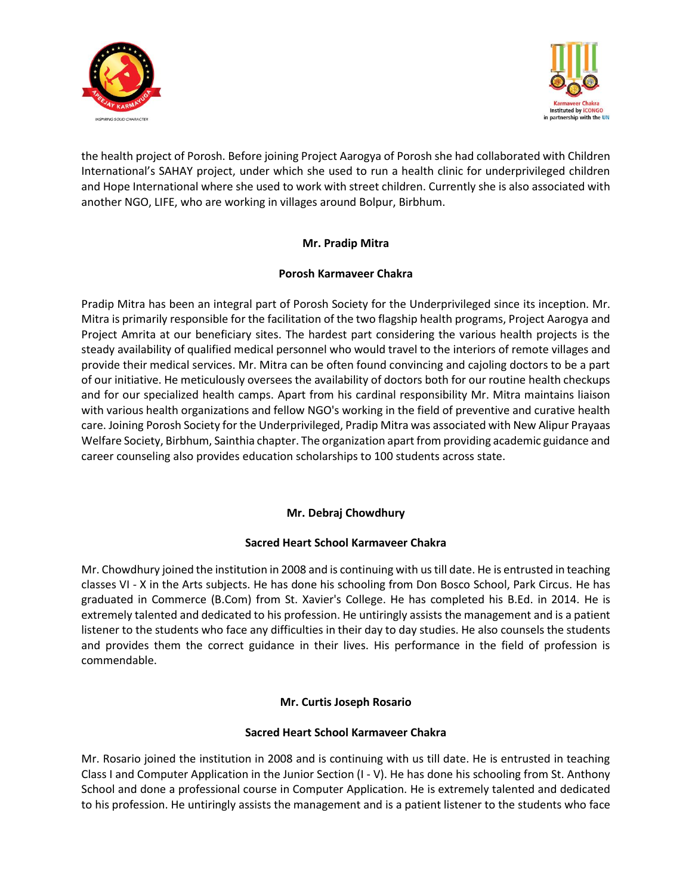the health project of Porosh. Before joining Project Aarogya of Porosh she had collaborated with Children International's SAHAY project, under which she used to run a health clinic for underprivileged children and Hope International where she used to work with street children. Currently she is also associated with another NGO, LIFE, who are working in villages around Bolpur, Birbhum.

**Mr. Pradip Mitra**

**Porosh Karmaveer Chakra**

Pradip Mitra has been an integral part of Porosh Society for the Underprivileged since its inception. Mr. Mitra is primarily responsible for the facilitation of the two flagship health programs, Project Aarogya and Project Amrita at our beneficiary sites. The hardest part considering the various health projects is the steady availability of qualified medical personnel who would travel to the interiors of remote villages and provide their medical services. Mr. Mitra can be often found convincing and cajoling doctors to be a part of our initiative. He meticulously oversees the availability of doctors both for our routine health checkups and for our specialized health camps. Apart from his cardinal responsibility Mr. Mitra maintains liaison with various health organizations and fellow NGO's working in the field of preventive and curative health care. Joining Porosh Society for the Underprivileged, Pradip Mitra was associated with New Alipur Prayaas Welfare Society, Birbhum, Sainthia chapter. The organization apart from providing academic guidance and career counseling also provides education scholarships to 100 students across state.

**Mr. Debraj Chowdhury**

**Sacred Heart School Karmaveer Chakra**

Mr. Chowdhury joined the institution in 2008 and is continuing with us till date. He is entrusted in teaching classes VI - X in the Arts subjects. He has done his schooling from Don Bosco School, Park Circus. He has graduated in Commerce (B.Com) from St. Xavier's College. He has completed his B.Ed. in 2014. He is extremely talented and dedicated to his profession. He untiringly assists the management and is a patient listener to the students who face any difficulties in their day to day studies. He also counsels the students and provides them the correct guidance in their lives. His performance in the field of profession is commendable.

**Mr. Curtis Joseph Rosario**

**Sacred Heart School Karmaveer Chakra**

Mr. Rosario joined the institution in 2008 and is continuing with us till date. He is entrusted in teaching Class I and Computer Application in the Junior Section (I - V). He has done his schooling from St. Anthony School and done a professional course in Computer Application. He is extremely talented and dedicated to his profession. He untiringly assists the management and is a patient listener to the students who face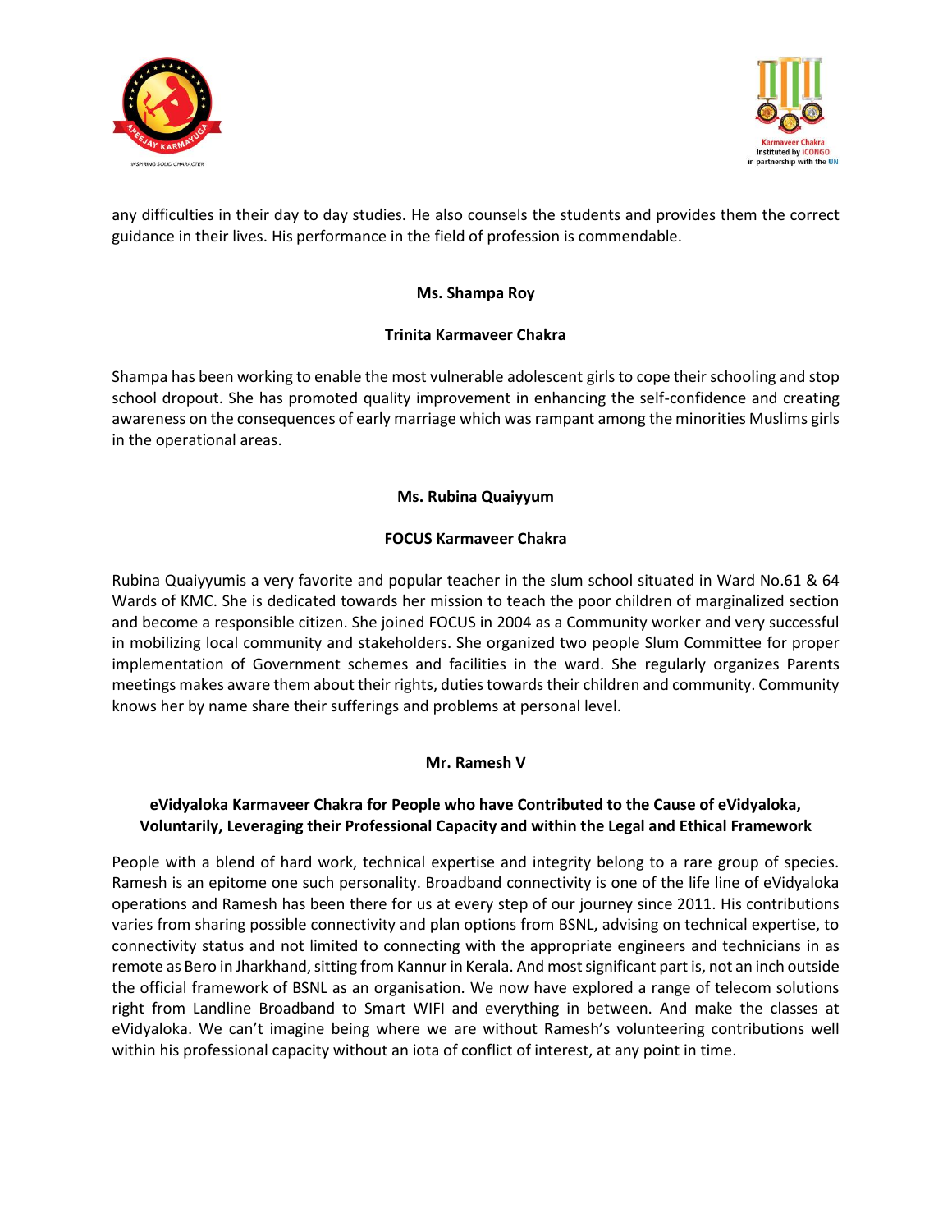any difficulties in their day to day studies. He also counsels the students and provides them the correct guidance in their lives. His performance in the field of profession is commendable.

**Ms. Shampa Roy**

**Trinita Karmaveer Chakra**

Shampa has been working to enable the most vulnerable adolescent girls to cope their schooling and stop school dropout. She has promoted quality improvement in enhancing the self-confidence and creating awareness on the consequences of early marriage which was rampant among the minorities Muslims girls in the operational areas.

**Ms. Rubina Quaiyyum**

**FOCUS Karmaveer Chakra**

Rubina Quaiyyumis a very favorite and popular teacher in the slum school situated in Ward No.61 & 64 Wards of KMC. She is dedicated towards her mission to teach the poor children of marginalized section and become a responsible citizen. She joined FOCUS in 2004 as a Community worker and very successful in mobilizing local community and stakeholders. She organized two people Slum Committee for proper implementation of Government schemes and facilities in the ward. She regularly organizes Parents meetings makes aware them about their rights, duties towards their children and community. Community knows her by name share their sufferings and problems at personal level.

**Mr. Ramesh V**

**eVidyaloka Karmaveer Chakra for People who have Contributed to the Cause of eVidyaloka, Voluntarily, Leveraging their Professional Capacity and within the Legal and Ethical Framework**

People with a blend of hard work, technical expertise and integrity belong to a rare group of species. Ramesh is an epitome one such personality. Broadband connectivity is one of the life line of eVidyaloka operations and Ramesh has been there for us at every step of our journey since 2011. His contributions varies from sharing possible connectivity and plan options from BSNL, advising on technical expertise, to connectivity status and not limited to connecting with the appropriate engineers and technicians in as remote as Bero in Jharkhand, sitting from Kannur in Kerala. And most significant part is, not an inch outside the official framework of BSNL as an organisation. We now have explored a range of telecom solutions right from Landline Broadband to Smart WIFI and everything in between. And make the classes at eVidyaloka. We can't imagine being where we are without Ramesh's volunteering contributions well within his professional capacity without an iota of conflict of interest, at any point in time.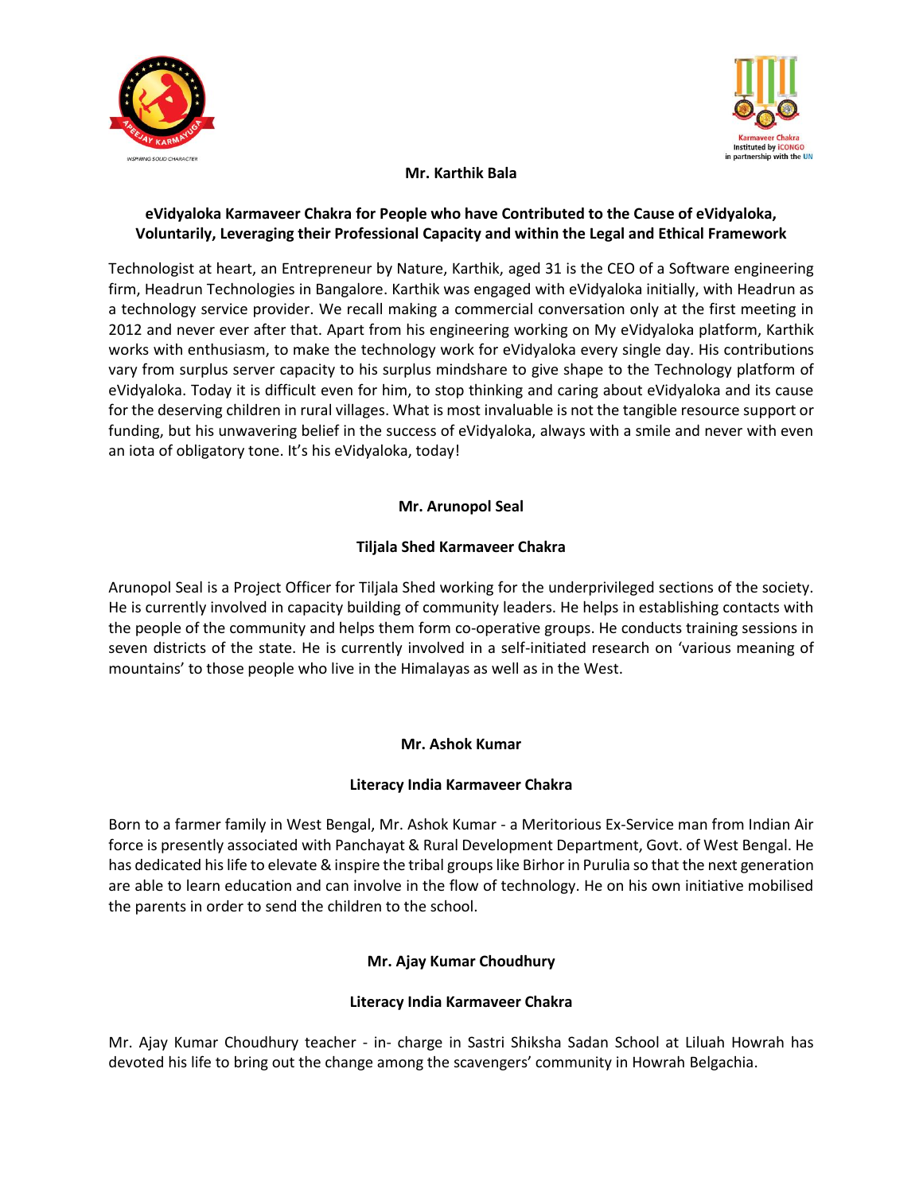**Mr. Karthik Bala**

**eVidyaloka Karmaveer Chakra for People who have Contributed to the Cause of eVidyaloka, Voluntarily, Leveraging their Professional Capacity and within the Legal and Ethical Framework**

Technologist at heart, an Entrepreneur by Nature, Karthik, aged 31 is the CEO of a Software engineering firm, Headrun Technologies in Bangalore. Karthik was engaged with eVidyaloka initially, with Headrun as a technology service provider. We recall making a commercial conversation only at the first meeting in 2012 and never ever after that. Apart from his engineering working on My eVidyaloka platform, Karthik works with enthusiasm, to make the technology work for eVidyaloka every single day. His contributions vary from surplus server capacity to his surplus mindshare to give shape to the Technology platform of eVidyaloka. Today it is difficult even for him, to stop thinking and caring about eVidyaloka and its cause for the deserving children in rural villages. What is most invaluable is not the tangible resource support or funding, but his unwavering belief in the success of eVidyaloka, always with a smile and never with even an iota of obligatory tone. It's his eVidyaloka, today!

**Mr. Arunopol Seal**

**Tiljala Shed Karmaveer Chakra**

Arunopol Seal is a Project Officer for Tiljala Shed working for the underprivileged sections of the society. He is currently involved in capacity building of community leaders. He helps in establishing contacts with the people of the community and helps them form co-operative groups. He conducts training sessions in seven districts of the state. He is currently involved in a self-initiated research on 'various meaning of mountains' to those people who live in the Himalayas as well as in the West.

**Mr. Ashok Kumar**

**Literacy India Karmaveer Chakra**

Born to a farmer family in West Bengal, Mr. Ashok Kumar - a Meritorious Ex-Service man from Indian Air force is presently associated with Panchayat & Rural Development Department, Govt. of West Bengal. He has dedicated his life to elevate & inspire the tribal groups like Birhor in Purulia so that the next generation are able to learn education and can involve in the flow of technology. He on his own initiative mobilised the parents in order to send the children to the school.

**Mr. Ajay Kumar Choudhury**

**Literacy India Karmaveer Chakra**

Mr. Ajay Kumar Choudhury teacher - in- charge in Sastri Shiksha Sadan School at Liluah Howrah has devoted his life to bring out the change among the scavengers' community in Howrah Belgachia.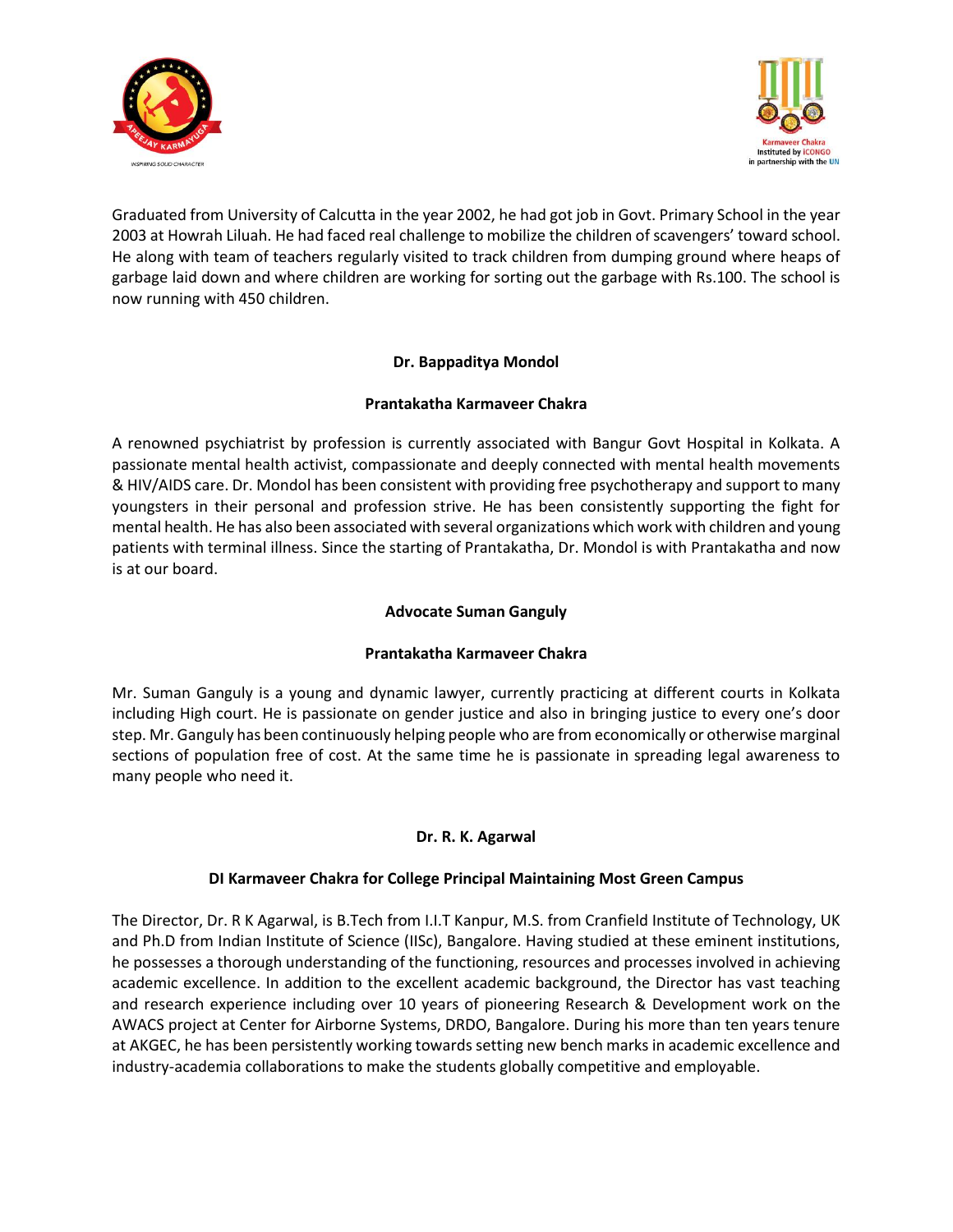Graduated from University of Calcutta in the year 2002, he had got job in Govt. Primary School in the year 2003 at Howrah Liluah. He had faced real challenge to mobilize the children of scavengers' toward school. He along with team of teachers regularly visited to track children from dumping ground where heaps of garbage laid down and where children are working for sorting out the garbage with Rs.100. The school is now running with 450 children.

**Dr. Bappaditya Mondol**

**Prantakatha Karmaveer Chakra**

A renowned psychiatrist by profession is currently associated with Bangur Govt Hospital in Kolkata. A passionate mental health activist, compassionate and deeply connected with mental health movements & HIV/AIDS care. Dr. Mondol has been consistent with providing free psychotherapy and support to many youngsters in their personal and profession strive. He has been consistently supporting the fight for mental health. He has also been associated with several organizations which work with children and young patients with terminal illness. Since the starting of Prantakatha, Dr. Mondol is with Prantakatha and now is at our board.

**Advocate Suman Ganguly**

**Prantakatha Karmaveer Chakra**

Mr. Suman Ganguly is a young and dynamic lawyer, currently practicing at different courts in Kolkata including High court. He is passionate on gender justice and also in bringing justice to every one's door step. Mr. Ganguly has been continuously helping people who are from economically or otherwise marginal sections of population free of cost. At the same time he is passionate in spreading legal awareness to many people who need it.

**Dr. R. K. Agarwal**

**DI Karmaveer Chakra for College Principal Maintaining Most Green Campus**

The Director, Dr. R K Agarwal, is B.Tech from I.I.T Kanpur, M.S. from Cranfield Institute of Technology, UK and Ph.D from Indian Institute of Science (IISc), Bangalore. Having studied at these eminent institutions, he possesses a thorough understanding of the functioning, resources and processes involved in achieving academic excellence. In addition to the excellent academic background, the Director has vast teaching and research experience including over 10 years of pioneering Research & Development work on the AWACS project at Center for Airborne Systems, DRDO, Bangalore. During his more than ten years tenure at AKGEC, he has been persistently working towards setting new bench marks in academic excellence and industry-academia collaborations to make the students globally competitive and employable.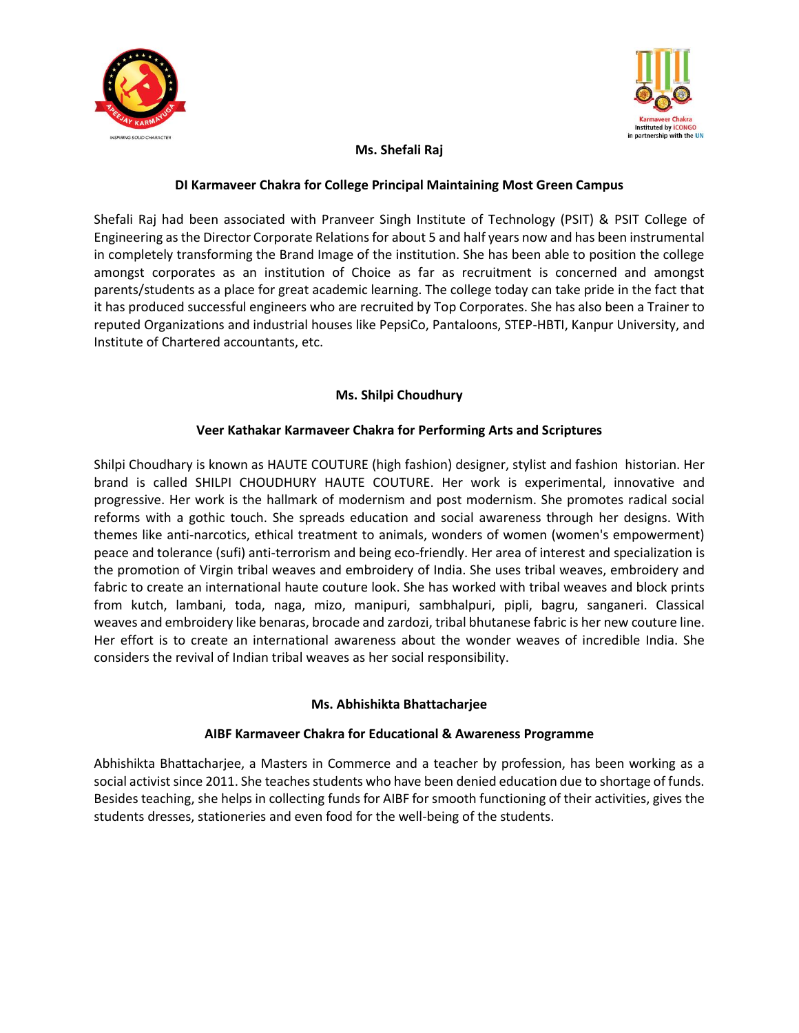**Ms. Shefali Raj**

**DI Karmaveer Chakra for College Principal Maintaining Most Green Campus**

Shefali Raj had been associated with Pranveer Singh Institute of Technology (PSIT) & PSIT College of Engineering as the Director Corporate Relations for about 5 and half years now and has been instrumental in completely transforming the Brand Image of the institution. She has been able to position the college amongst corporates as an institution of Choice as far as recruitment is concerned and amongst parents/students as a place for great academic learning. The college today can take pride in the fact that it has produced successful engineers who are recruited by Top Corporates. She has also been a Trainer to reputed Organizations and industrial houses like PepsiCo, Pantaloons, STEP-HBTI, Kanpur University, and Institute of Chartered accountants, etc.

**Ms. Shilpi Choudhury**

**Veer Kathakar Karmaveer Chakra for Performing Arts and Scriptures**

Shilpi Choudhary is known as HAUTE COUTURE (high fashion) designer, stylist and fashion historian. Her brand is called SHILPI CHOUDHURY HAUTE COUTURE. Her work is experimental, innovative and progressive. Her work is the hallmark of modernism and post modernism. She promotes radical social reforms with a gothic touch. She spreads education and social awareness through her designs. With themes like anti-narcotics, ethical treatment to animals, wonders of women (women's empowerment) peace and tolerance (sufi) anti-terrorism and being eco-friendly. Her area of interest and specialization is the promotion of Virgin tribal weaves and embroidery of India. She uses tribal weaves, embroidery and fabric to create an international haute couture look. She has worked with tribal weaves and block prints from kutch, lambani, toda, naga, mizo, manipuri, sambhalpuri, pipli, bagru, sanganeri. Classical weaves and embroidery like benaras, brocade and zardozi, tribal bhutanese fabric is her new couture line. Her effort is to create an international awareness about the wonder weaves of incredible India. She considers the revival of Indian tribal weaves as her social responsibility.

**Ms. Abhishikta Bhattacharjee**

**AIBF Karmaveer Chakra for Educational & Awareness Programme**

Abhishikta Bhattacharjee, a Masters in Commerce and a teacher by profession, has been working as a social activist since 2011. She teaches students who have been denied education due to shortage of funds. Besides teaching, she helps in collecting funds for AIBF for smooth functioning of their activities, gives the students dresses, stationeries and even food for the well-being of the students.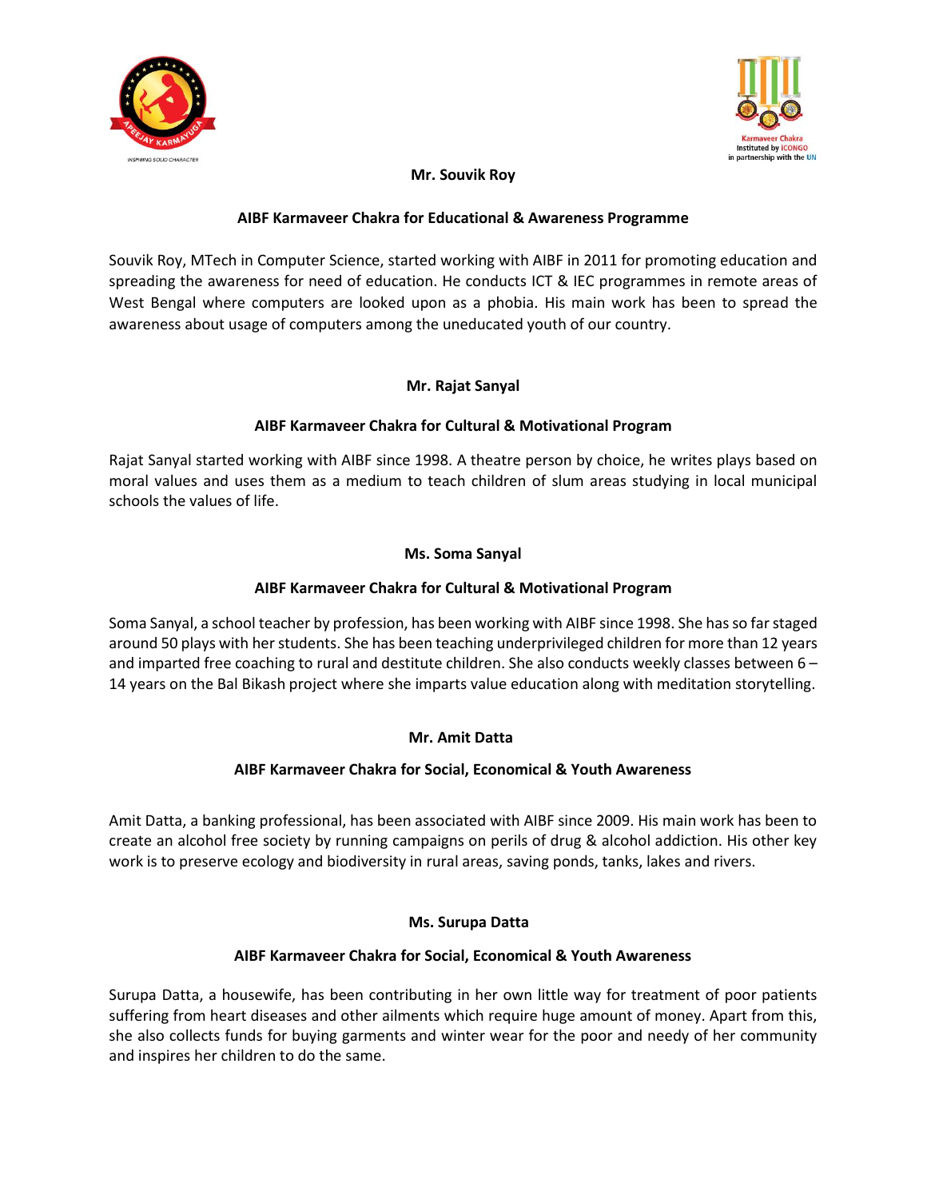**Mr. Souvik Roy**

**AIBF Karmaveer Chakra for Educational & Awareness Programme**

Souvik Roy, MTech in Computer Science, started working with AIBF in 2011 for promoting education and spreading the awareness for need of education. He conducts ICT & IEC programmes in remote areas of West Bengal where computers are looked upon as a phobia. His main work has been to spread the awareness about usage of computers among the uneducated youth of our country.

**Mr. Rajat Sanyal**

**AIBF Karmaveer Chakra for Cultural & Motivational Program**

Rajat Sanyal started working with AIBF since 1998. A theatre person by choice, he writes plays based on moral values and uses them as a medium to teach children of slum areas studying in local municipal schools the values of life.

**Ms. Soma Sanyal**

**AIBF Karmaveer Chakra for Cultural & Motivational Program**

Soma Sanyal, a school teacher by profession, has been working with AIBF since 1998. She has so far staged around 50 plays with her students. She has been teaching underprivileged children for more than 12 years and imparted free coaching to rural and destitute children. She also conducts weekly classes between 6 – 14 years on the Bal Bikash project where she imparts value education along with meditation storytelling.

**Mr. Amit Datta**

**AIBF Karmaveer Chakra for Social, Economical & Youth Awareness**

Amit Datta, a banking professional, has been associated with AIBF since 2009. His main work has been to create an alcohol free society by running campaigns on perils of drug & alcohol addiction. His other key work is to preserve ecology and biodiversity in rural areas, saving ponds, tanks, lakes and rivers.

**Ms. Surupa Datta**

**AIBF Karmaveer Chakra for Social, Economical & Youth Awareness**

Surupa Datta, a housewife, has been contributing in her own little way for treatment of poor patients suffering from heart diseases and other ailments which require huge amount of money. Apart from this, she also collects funds for buying garments and winter wear for the poor and needy of her community and inspires her children to do the same.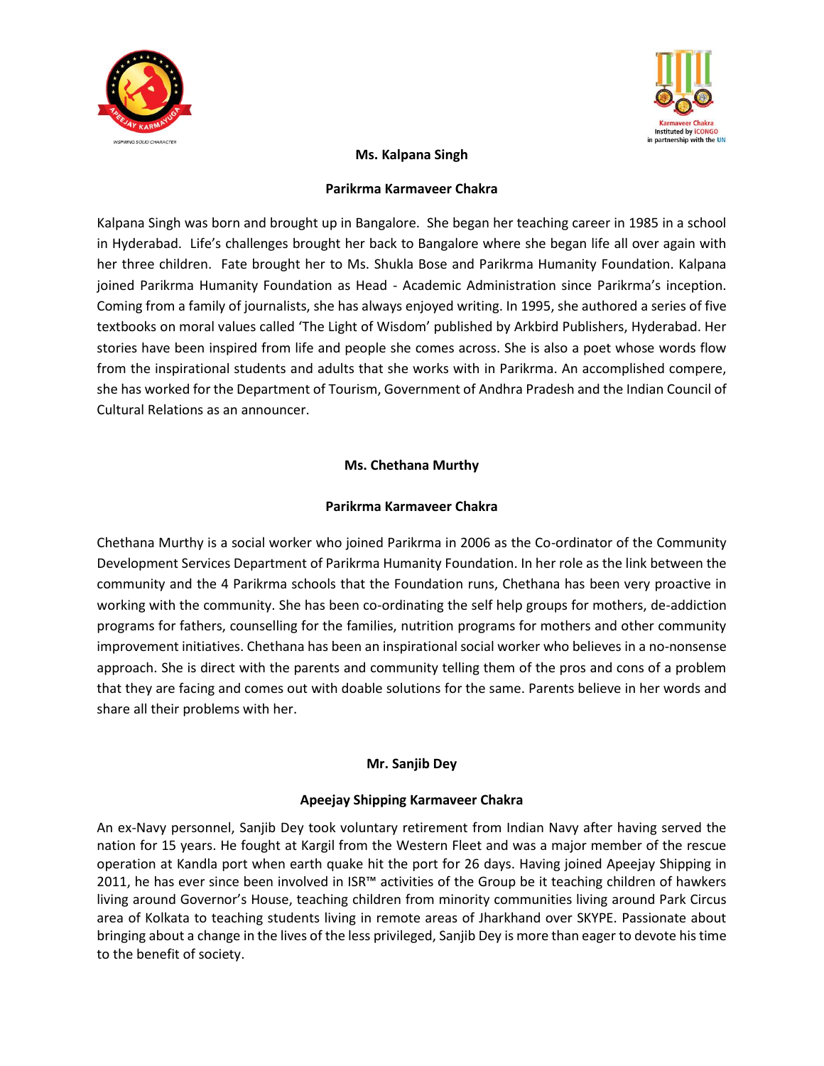**Ms. Kalpana Singh**

**Parikrma Karmaveer Chakra**

Kalpana Singh was born and brought up in Bangalore. She began her teaching career in 1985 in a school in Hyderabad. Life's challenges brought her back to Bangalore where she began life all over again with her three children. Fate brought her to Ms. Shukla Bose and Parikrma Humanity Foundation. Kalpana joined Parikrma Humanity Foundation as Head - Academic Administration since Parikrma's inception. Coming from a family of journalists, she has always enjoyed writing. In 1995, she authored a series of five textbooks on moral values called 'The Light of Wisdom' published by Arkbird Publishers, Hyderabad. Her stories have been inspired from life and people she comes across. She is also a poet whose words flow from the inspirational students and adults that she works with in Parikrma. An accomplished compere, she has worked for the Department of Tourism, Government of Andhra Pradesh and the Indian Council of Cultural Relations as an announcer.

**Ms. Chethana Murthy**

**Parikrma Karmaveer Chakra**

Chethana Murthy is a social worker who joined Parikrma in 2006 as the Co-ordinator of the Community Development Services Department of Parikrma Humanity Foundation. In her role as the link between the community and the 4 Parikrma schools that the Foundation runs, Chethana has been very proactive in working with the community. She has been co-ordinating the self help groups for mothers, de-addiction programs for fathers, counselling for the families, nutrition programs for mothers and other community improvement initiatives. Chethana has been an inspirational social worker who believes in a no-nonsense approach. She is direct with the parents and community telling them of the pros and cons of a problem that they are facing and comes out with doable solutions for the same. Parents believe in her words and share all their problems with her.

**Mr. Sanjib Dey**

**Apeejay Shipping Karmaveer Chakra**

An ex-Navy personnel, Sanjib Dey took voluntary retirement from Indian Navy after having served the nation for 15 years. He fought at Kargil from the Western Fleet and was a major member of the rescue operation at Kandla port when earth quake hit the port for 26 days. Having joined Apeejay Shipping in 2011, he has ever since been involved in ISR™ activities of the Group be it teaching children of hawkers living around Governor's House, teaching children from minority communities living around Park Circus area of Kolkata to teaching students living in remote areas of Jharkhand over SKYPE. Passionate about bringing about a change in the lives of the less privileged, Sanjib Dey is more than eager to devote his time to the benefit of society.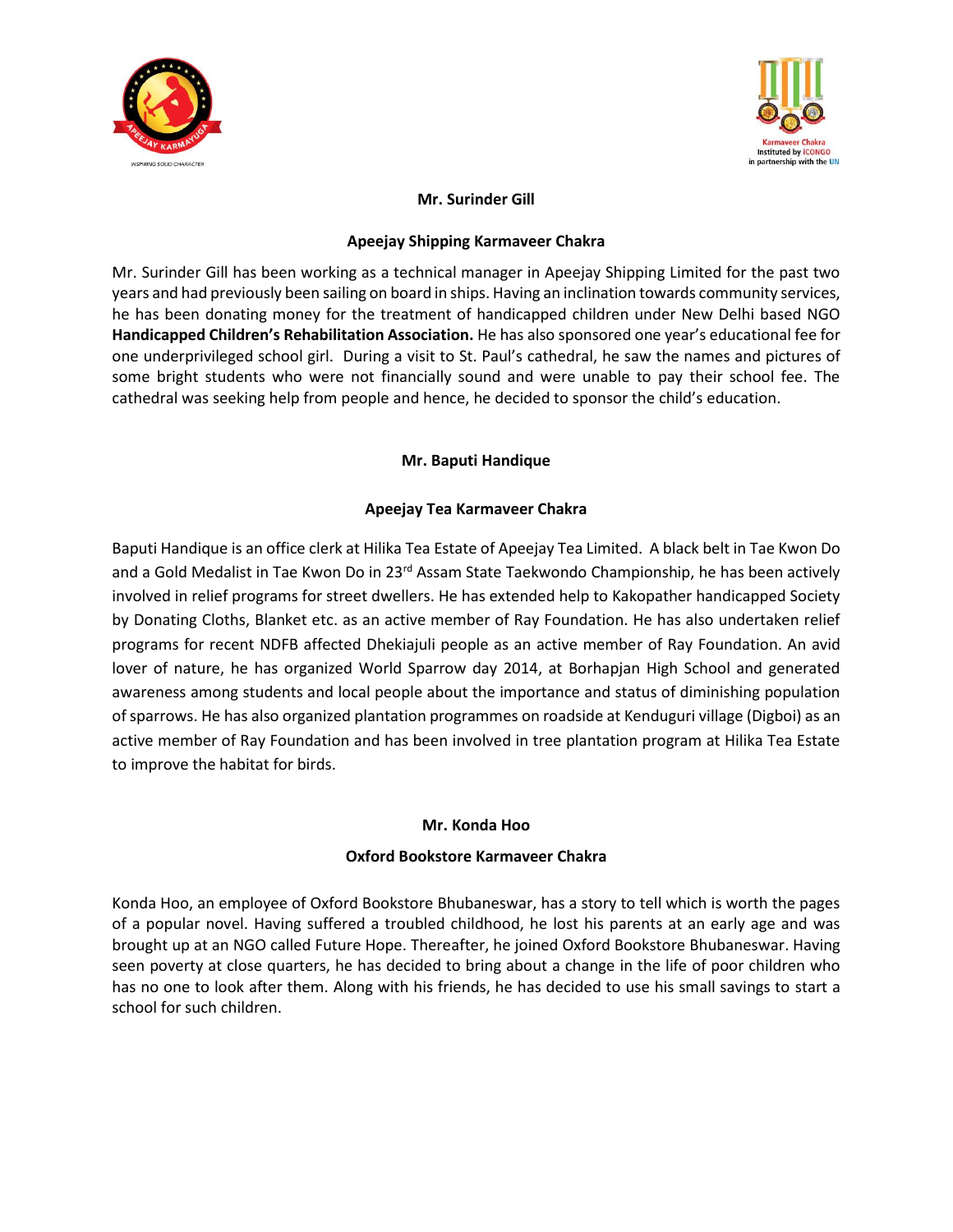**Mr. Surinder Gill**

**Apeejay Shipping Karmaveer Chakra**

Mr. Surinder Gill has been working as a technical manager in Apeejay Shipping Limited for the past two years and had previously been sailing on board in ships. Having an inclination towards community services, he has been donating money for the treatment of handicapped children under New Delhi based NGO **Handicapped Children's Rehabilitation Association.** He has also sponsored one year's educational fee for one underprivileged school girl. During a visit to St. Paul's cathedral, he saw the names and pictures of some bright students who were not financially sound and were unable to pay their school fee. The cathedral was seeking help from people and hence, he decided to sponsor the child's education.

**Mr. Baputi Handique**

**Apeejay Tea Karmaveer Chakra**

Baputi Handique is an office clerk at Hilika Tea Estate of Apeejay Tea Limited. A black belt in Tae Kwon Do and a Gold Medalist in Tae Kwon Do in 23rd Assam State Taekwondo Championship, he has been actively involved in relief programs for street dwellers. He has extended help to Kakopather handicapped Society by Donating Cloths, Blanket etc. as an active member of Ray Foundation. He has also undertaken relief programs for recent NDFB affected Dhekiajuli people as an active member of Ray Foundation. An avid lover of nature, he has organized World Sparrow day 2014, at Borhapjan High School and generated awareness among students and local people about the importance and status of diminishing population of sparrows. He has also organized plantation programmes on roadside at Kenduguri village (Digboi) as an active member of Ray Foundation and has been involved in tree plantation program at Hilika Tea Estate to improve the habitat for birds.

**Mr. Konda Hoo**

**Oxford Bookstore Karmaveer Chakra**

Konda Hoo, an employee of Oxford Bookstore Bhubaneswar, has a story to tell which is worth the pages of a popular novel. Having suffered a troubled childhood, he lost his parents at an early age and was brought up at an NGO called Future Hope. Thereafter, he joined Oxford Bookstore Bhubaneswar. Having seen poverty at close quarters, he has decided to bring about a change in the life of poor children who has no one to look after them. Along with his friends, he has decided to use his small savings to start a school for such children.